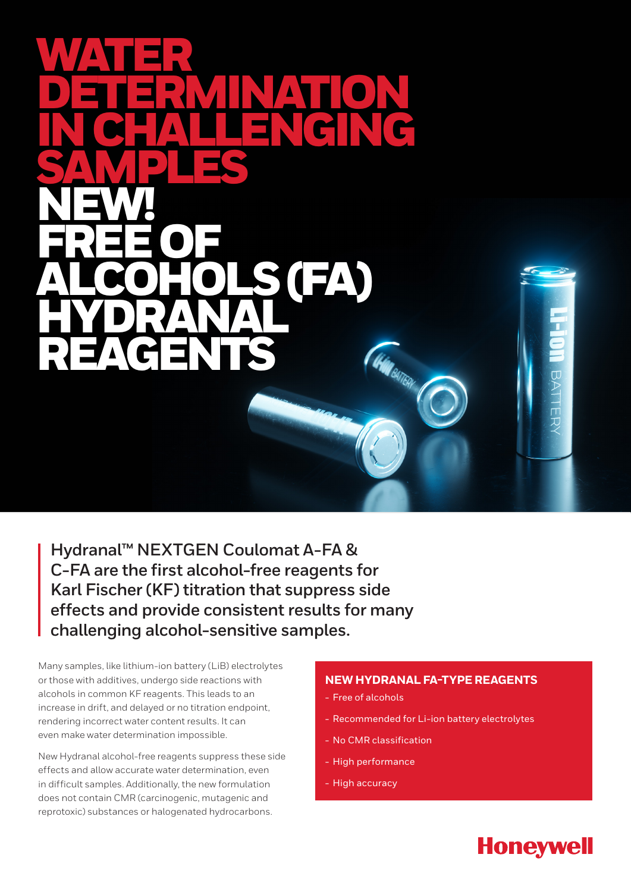# WATER DETERMINATION IN CHALLENGING SAMPLES

# NEW! FREE OF ALCOHOLS (FA) HYDRANAL REAGENTS

**Hydranal™ NEXTGEN Coulomat A-FA & C-FA are the first alcohol-free reagents for Karl Fischer (KF) titration that suppress side effects and provide consistent results for many challenging alcohol-sensitive samples.**

Many samples, like lithium-ion battery (LiB) electrolytes or those with additives, undergo side reactions with alcohols in common KF reagents. This leads to an increase in drift, and delayed or no titration endpoint, rendering incorrect water content results. It can even make water determination impossible.

New Hydranal alcohol-free reagents suppress these side effects and allow accurate water determination, even in difficult samples. Additionally, the new formulation does not contain CMR (carcinogenic, mutagenic and reprotoxic) substances or halogenated hydrocarbons.

### NEW HYDRANAL FA-TYPE REAGENTS

- Free of alcohols
- Recommended for Li-ion battery electrolytes
- No CMR classification
- High performance
- High accuracy

Honeywell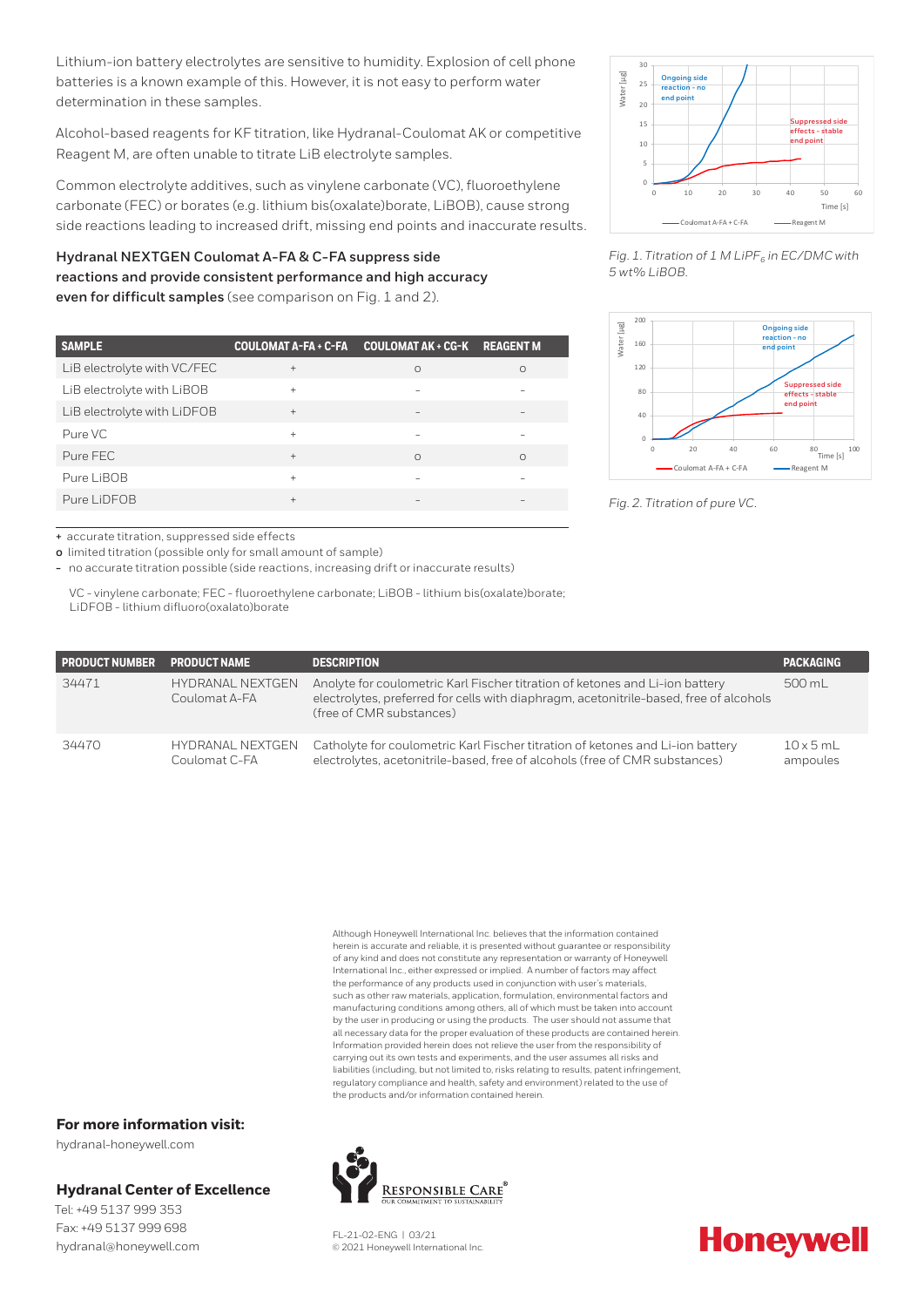Lithium-ion battery electrolytes are sensitive to humidity. Explosion of cell phone batteries is a known example of this. However, it is not easy to perform water determination in these samples.

Alcohol-based reagents for KF titration, like Hydranal-Coulomat AK or competitive Reagent M, are often unable to titrate LiB electrolyte samples.

Common electrolyte additives, such as vinylene carbonate (VC), fluoroethylene carbonate (FEC) or borates (e.g. lithium bis(oxalate)borate, LiBOB), cause strong side reactions leading to increased drift, missing end points and inaccurate results.

**Hydranal NEXTGEN Coulomat A-FA & C-FA suppress side reactions and provide consistent performance and high accuracy even for difficult samples** (see comparison on Fig. 1 and 2).

| SAMPLE | COULOMAT A-FA + C-FA | COULOMAT AK + CG-K | REAGENT M |
|---|---|---|---|
| LiB electrolyte with VC/FEC | + | o | o |
| LiB electrolyte with LiBOB | + | – | – |
| LiB electrolyte with LiDFOB | + | – | – |
| Pure VC | + | – | – |
| Pure FEC | + | o | o |
| Pure LiBOB | + | – | – |
| Pure LiDFOB | + | – | – |

\+ accurate titration, suppressed side effects

o limited titration (possible only for small amount of sample)

– no accurate titration possible (side reactions, increasing drift or inaccurate results)

VC - vinylene carbonate; FEC - fluoroethylene carbonate; LiBOB - lithium bis(oxalate)borate; LiDFOB - lithium difluoro(oxalato)borate

Water [µg]
0
5
10
15
20
25
30
Time [s]
0
10
20
30
40
50
60
Ongoing side reaction - no end point
Suppressed side effects - stable end point
Coulomat A-FA + C-FA
Reagent M

*Fig. 1. Titration of 1 M $LiPF_6$ in EC/DMC with 5 wt% LiBOB.*

Water [µg]
0
40
80
120
160
200
Time [s]
0
20
40
60
80
100
Ongoing side reaction - no end point
Suppressed side effects - stable end point
Coulomat A-FA + C-FA
Reagent M

*Fig. 2. Titration of pure VC.*

| PRODUCT NUMBER | PRODUCT NAME | DESCRIPTION | PACKAGING |
|---|---|---|---|
| 34471 | HYDRANAL NEXTGEN Coulomat A-FA | Anolyte for coulometric Karl Fischer titration of ketones and Li-ion battery electrolytes, preferred for cells with diaphragm, acetonitrile-based, free of alcohols (free of CMR substances) | 500 mL |
| 34470 | HYDRANAL NEXTGEN Coulomat C-FA | Catholyte for coulometric Karl Fischer titration of ketones and Li-ion battery electrolytes, acetonitrile-based, free of alcohols (free of CMR substances) | 10 x 5 mL ampoules |

Although Honeywell International Inc. believes that the information contained herein is accurate and reliable, it is presented without guarantee or responsibility of any kind and does not constitute any representation or warranty of Honeywell International Inc., either expressed or implied. A number of factors may affect the performance of any products used in conjunction with user's materials, such as other raw materials, application, formulation, environmental factors and manufacturing conditions among others, all of which must be taken into account by the user in producing or using the products. The user should not assume that all necessary data for the proper evaluation of these products are contained herein. Information provided herein does not relieve the user from the responsibility of carrying out its own tests and experiments, and the user assumes all risks and liabilities (including, but not limited to, risks relating to results, patent infringement, regulatory compliance and health, safety and environment) related to the use of the products and/or information contained herein.

**For more information visit:**

hydranal-honeywell.com

**Hydranal Center of Excellence**

Tel: +49 5137 999 353

Fax: +49 5137 999 698

hydranal@honeywell.com

RESPONSIBLE CARE®
OUR COMMITMENT TO SUSTAINABILITY

FL-21-02-ENG | 03/21

© 2021 Honeywell International Inc.

Honeywell